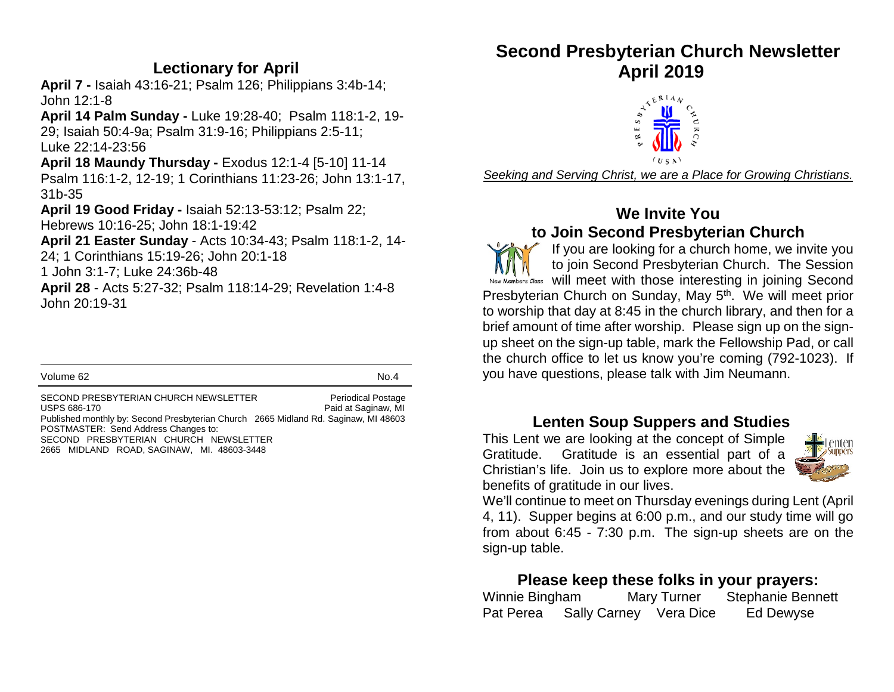## Lectionary for April

**April 7 -** Isaiah 43:16-21; Psalm 126; Philippians 3:4b-14; John 12:1-8

**April 14 Palm Sunday -** Luke 19:28-40; Psalm 118:1-2, 19-29; Isaiah 50:4-9a; Psalm 31:9-16; Philippians 2:5-11; Luke 22:14-23:56

**April 18 Maundy Thursday -** Exodus 12:1-4 [5-10] 11-14 Psalm 116:1-2, 12-19; 1 Corinthians 11:23-26; John 13:1-17, 31b-35

**April 19 Good Friday -** Isaiah 52:13-53:12; Psalm 22; Hebrews 10:16-25; John 18:1-19:42

**April 21 Easter Sunday** - Acts 10:34-43; Psalm 118:1-2, 14-24; 1 Corinthians 15:19-26; John 20:1-18
1 John 3:1-7; Luke 24:36b-48

**April 28** - Acts 5:27-32; Psalm 118:14-29; Revelation 1:4-8 John 20:19-31

---

Volume 62 No.4

SECOND PRESBYTERIAN CHURCH NEWSLETTER Periodical Postage
USPS 686-170 Paid at Saginaw, MI
Published monthly by: Second Presbyterian Church 2665 Midland Rd. Saginaw, MI 48603
POSTMASTER: Send Address Changes to:
SECOND PRESBYTERIAN CHURCH NEWSLETTER
2665 MIDLAND ROAD, SAGINAW, MI. 48603-3448

# Second Presbyterian Church Newsletter April 2019

*Seeking and Serving Christ, we are a Place for Growing Christians.*

## We Invite You to Join Second Presbyterian Church

If you are looking for a church home, we invite you to join Second Presbyterian Church. The Session will meet with those interesting in joining Second Presbyterian Church on Sunday, May 5th. We will meet prior to worship that day at 8:45 in the church library, and then for a brief amount of time after worship. Please sign up on the sign-up sheet on the sign-up table, mark the Fellowship Pad, or call the church office to let us know you're coming (792-1023). If you have questions, please talk with Jim Neumann.

## Lenten Soup Suppers and Studies

This Lent we are looking at the concept of Simple Gratitude. Gratitude is an essential part of a Christian's life. Join us to explore more about the benefits of gratitude in our lives.

We'll continue to meet on Thursday evenings during Lent (April 4, 11). Supper begins at 6:00 p.m., and our study time will go from about 6:45 - 7:30 p.m. The sign-up sheets are on the sign-up table.

## Please keep these folks in your prayers:

Winnie Bingham Mary Turner Stephanie Bennett
Pat Perea Sally Carney Vera Dice Ed Dewyse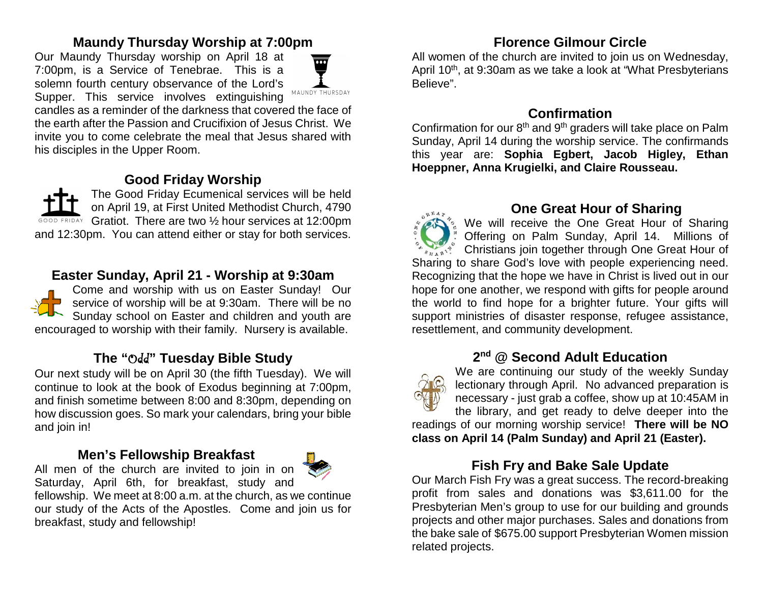## Maundy Thursday Worship at 7:00pm

Our Maundy Thursday worship on April 18 at 7:00pm, is a Service of Tenebrae. This is a solemn fourth century observance of the Lord's Supper. This service involves extinguishing candles as a reminder of the darkness that covered the face of the earth after the Passion and Crucifixion of Jesus Christ. We invite you to come celebrate the meal that Jesus shared with his disciples in the Upper Room.

## Good Friday Worship

The Good Friday Ecumenical services will be held on April 19, at First United Methodist Church, 4790 Gratiot. There are two ½ hour services at 12:00pm and 12:30pm. You can attend either or stay for both services.

## Easter Sunday, April 21 - Worship at 9:30am

Come and worship with us on Easter Sunday! Our service of worship will be at 9:30am. There will be no Sunday school on Easter and children and youth are encouraged to worship with their family. Nursery is available.

## The "Odd" Tuesday Bible Study

Our next study will be on April 30 (the fifth Tuesday). We will continue to look at the book of Exodus beginning at 7:00pm, and finish sometime between 8:00 and 8:30pm, depending on how discussion goes. So mark your calendars, bring your bible and join in!

## Men's Fellowship Breakfast

All men of the church are invited to join in on Saturday, April 6th, for breakfast, study and fellowship. We meet at 8:00 a.m. at the church, as we continue our study of the Acts of the Apostles. Come and join us for breakfast, study and fellowship!

## Florence Gilmour Circle

All women of the church are invited to join us on Wednesday, April 10th, at 9:30am as we take a look at "What Presbyterians Believe".

## Confirmation

Confirmation for our 8th and 9th graders will take place on Palm Sunday, April 14 during the worship service. The confirmands this year are: **Sophia Egbert, Jacob Higley, Ethan Hoeppner, Anna Krugielki, and Claire Rousseau.**

## One Great Hour of Sharing

We will receive the One Great Hour of Sharing Offering on Palm Sunday, April 14. Millions of Christians join together through One Great Hour of Sharing to share God's love with people experiencing need. Recognizing that the hope we have in Christ is lived out in our hope for one another, we respond with gifts for people around the world to find hope for a brighter future. Your gifts will support ministries of disaster response, refugee assistance, resettlement, and community development.

## 2nd @ Second Adult Education

We are continuing our study of the weekly Sunday lectionary through April. No advanced preparation is necessary - just grab a coffee, show up at 10:45AM in the library, and get ready to delve deeper into the readings of our morning worship service! **There will be NO class on April 14 (Palm Sunday) and April 21 (Easter).**

## Fish Fry and Bake Sale Update

Our March Fish Fry was a great success. The record-breaking profit from sales and donations was $3,611.00 for the Presbyterian Men's group to use for our building and grounds projects and other major purchases. Sales and donations from the bake sale of $675.00 support Presbyterian Women mission related projects.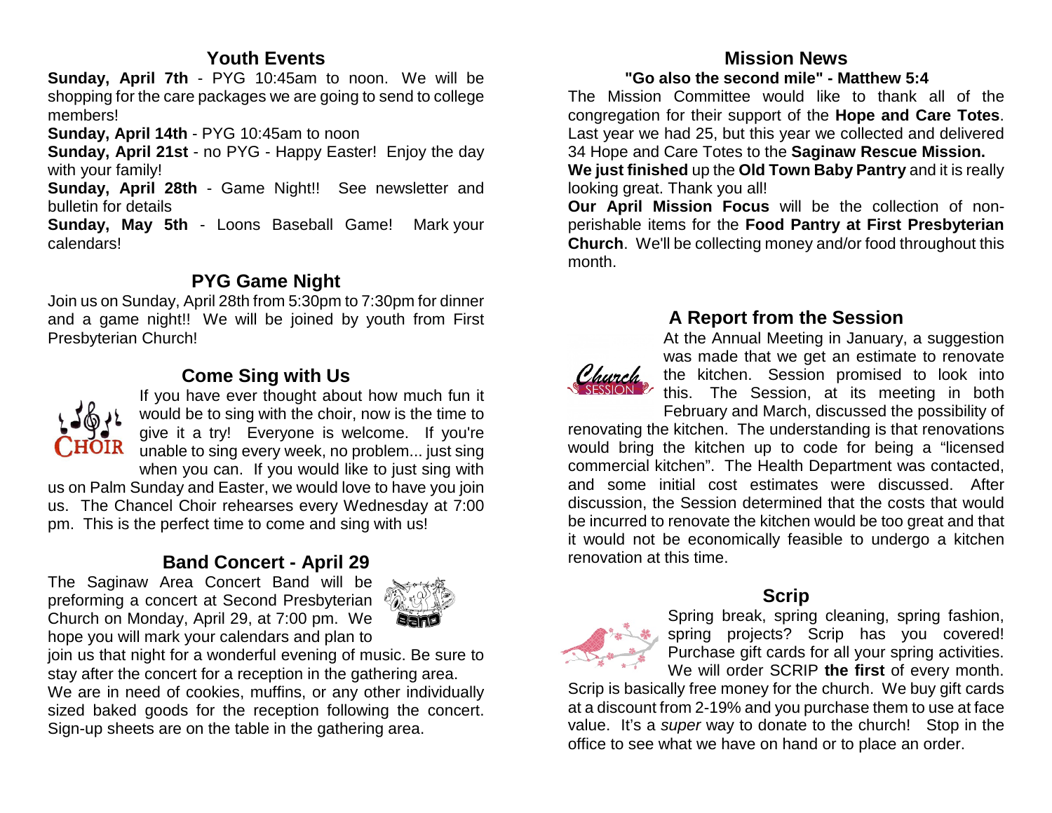## Youth Events

**Sunday, April 7th** - PYG 10:45am to noon. We will be shopping for the care packages we are going to send to college members!

**Sunday, April 14th** - PYG 10:45am to noon

**Sunday, April 21st** - no PYG - Happy Easter! Enjoy the day with your family!

**Sunday, April 28th** - Game Night!! See newsletter and bulletin for details

**Sunday, May 5th** - Loons Baseball Game! Mark your calendars!

## PYG Game Night

Join us on Sunday, April 28th from 5:30pm to 7:30pm for dinner and a game night!! We will be joined by youth from First Presbyterian Church!

## Come Sing with Us

If you have ever thought about how much fun it would be to sing with the choir, now is the time to give it a try! Everyone is welcome. If you're unable to sing every week, no problem... just sing when you can. If you would like to just sing with us on Palm Sunday and Easter, we would love to have you join us. The Chancel Choir rehearses every Wednesday at 7:00 pm. This is the perfect time to come and sing with us!

## Band Concert - April 29

The Saginaw Area Concert Band will be preforming a concert at Second Presbyterian Church on Monday, April 29, at 7:00 pm. We hope you will mark your calendars and plan to join us that night for a wonderful evening of music. Be sure to stay after the concert for a reception in the gathering area.

We are in need of cookies, muffins, or any other individually sized baked goods for the reception following the concert. Sign-up sheets are on the table in the gathering area.

## Mission News

**"Go also the second mile" - Matthew 5:4**

The Mission Committee would like to thank all of the congregation for their support of the **Hope and Care Totes**. Last year we had 25, but this year we collected and delivered 34 Hope and Care Totes to the **Saginaw Rescue Mission.**

**We just finished** up the **Old Town Baby Pantry** and it is really looking great. Thank you all!

**Our April Mission Focus** will be the collection of non-perishable items for the **Food Pantry at First Presbyterian Church**. We'll be collecting money and/or food throughout this month.

## A Report from the Session

At the Annual Meeting in January, a suggestion was made that we get an estimate to renovate the kitchen. Session promised to look into this. The Session, at its meeting in both February and March, discussed the possibility of renovating the kitchen. The understanding is that renovations would bring the kitchen up to code for being a "licensed commercial kitchen". The Health Department was contacted, and some initial cost estimates were discussed. After discussion, the Session determined that the costs that would be incurred to renovate the kitchen would be too great and that it would not be economically feasible to undergo a kitchen renovation at this time.

## Scrip

Spring break, spring cleaning, spring fashion, spring projects? Scrip has you covered! Purchase gift cards for all your spring activities. We will order SCRIP **the first** of every month. Scrip is basically free money for the church. We buy gift cards at a discount from 2-19% and you purchase them to use at face value. It's a *super* way to donate to the church! Stop in the office to see what we have on hand or to place an order.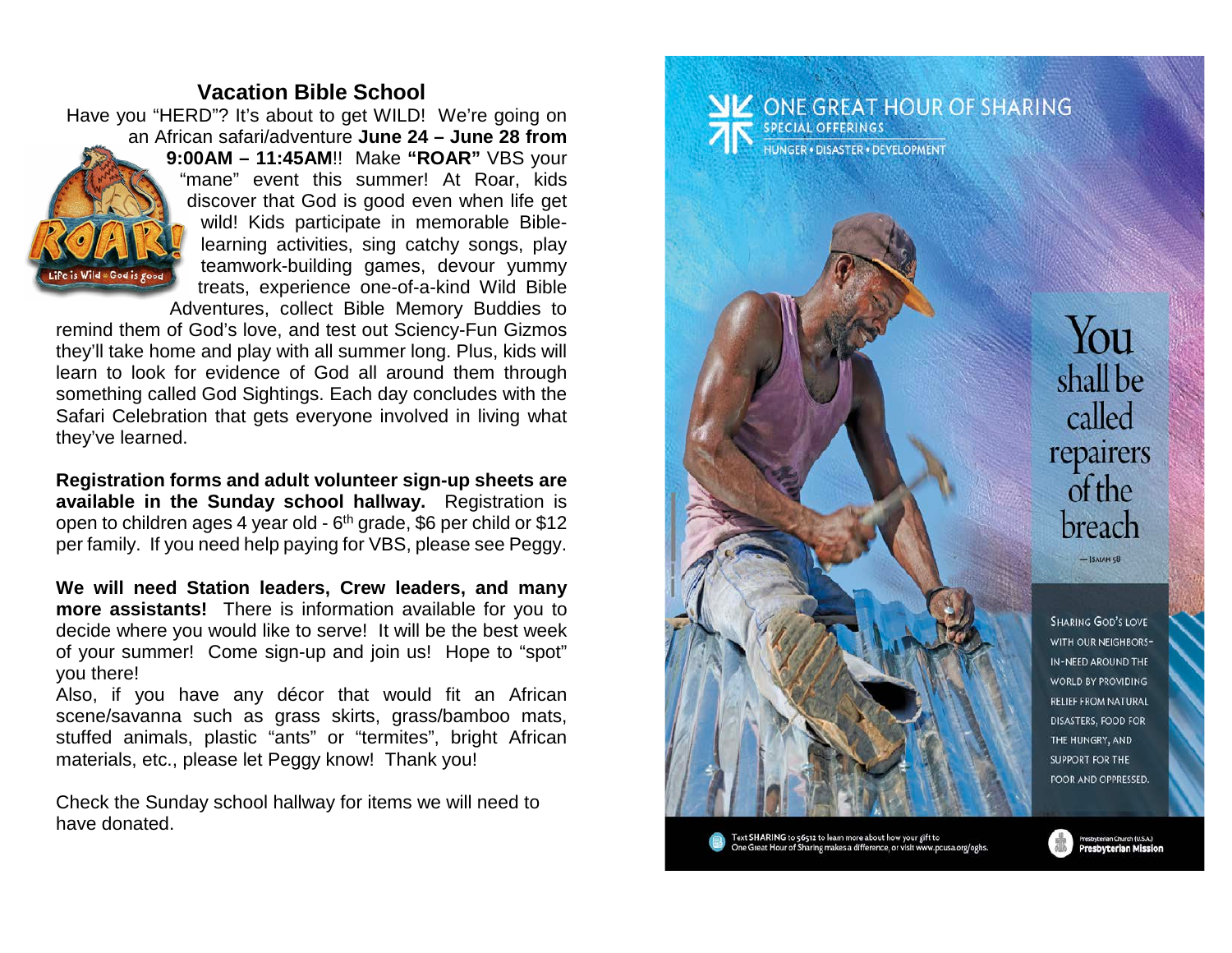## Vacation Bible School

Have you "HERD"? It's about to get WILD! We're going on an African safari/adventure **June 24 – June 28 from 9:00AM – 11:45AM**!! Make **"ROAR"** VBS your "mane" event this summer! At Roar, kids discover that God is good even when life get wild! Kids participate in memorable Bible-learning activities, sing catchy songs, play teamwork-building games, devour yummy treats, experience one-of-a-kind Wild Bible Adventures, collect Bible Memory Buddies to remind them of God's love, and test out Sciency-Fun Gizmos they'll take home and play with all summer long. Plus, kids will learn to look for evidence of God all around them through something called God Sightings. Each day concludes with the Safari Celebration that gets everyone involved in living what they've learned.

**Registration forms and adult volunteer sign-up sheets are available in the Sunday school hallway.** Registration is open to children ages 4 year old - 6th grade, $6 per child or $12 per family. If you need help paying for VBS, please see Peggy.

**We will need Station leaders, Crew leaders, and many more assistants!** There is information available for you to decide where you would like to serve! It will be the best week of your summer! Come sign-up and join us! Hope to "spot" you there!

Also, if you have any décor that would fit an African scene/savanna such as grass skirts, grass/bamboo mats, stuffed animals, plastic "ants" or "termites", bright African materials, etc., please let Peggy know! Thank you!

Check the Sunday school hallway for items we will need to have donated.

## ONE GREAT HOUR OF SHARING

SPECIAL OFFERINGS

HUNGER • DISASTER • DEVELOPMENT

You shall be called repairers of the breach

— Isaiah 58

Sharing God's love with our neighbors-in-need around the world by providing relief from natural disasters, food for the hungry, and support for the poor and oppressed.

Text SHARING to 56512 to learn more about how your gift to One Great Hour of Sharing makes a difference, or visit www.pcusa.org/oghs.

Presbyterian Church (U.S.A.) Presbyterian Mission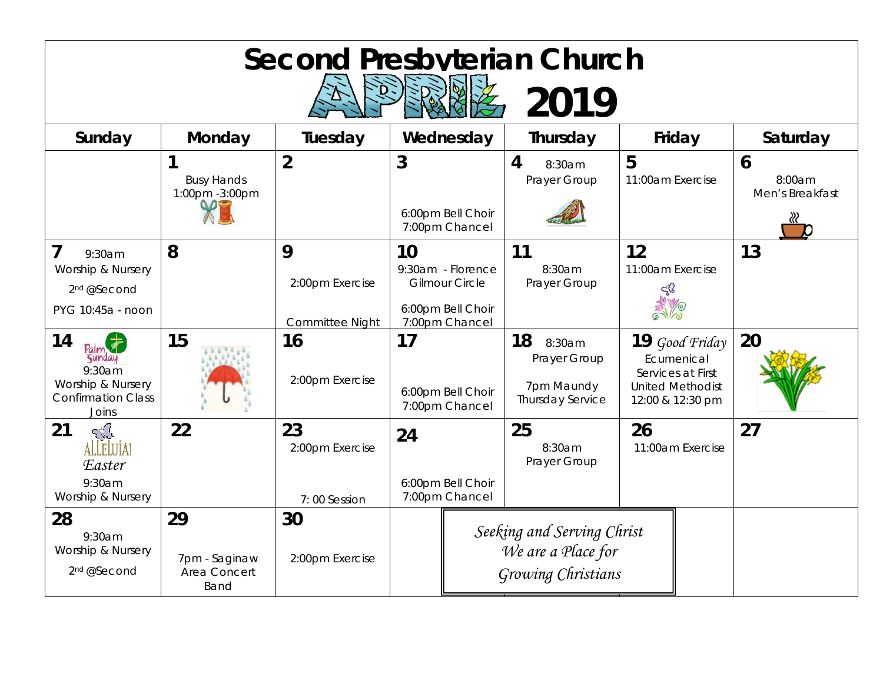# Second Presbyterian Church

## APRIL 2019

| Sunday | Monday | Tuesday | Wednesday | Thursday | Friday | Saturday |
|---|---|---|---|---|---|---|
| | **1** Busy Hands 1:00pm -3:00pm | **2** | **3** 6:00pm Bell Choir 7:00pm Chancel | **4** 8:30am Prayer Group | **5** 11:00am Exercise | **6** 8:00am Men's Breakfast |
| **7** 9:30am Worship & Nursery 2nd @Second PYG 10:45a - noon | **8** | **9** 2:00pm Exercise Committee Night | **10** 9:30am - Florence Gilmour Circle 6:00pm Bell Choir 7:00pm Chancel | **11** 8:30am Prayer Group | **12** 11:00am Exercise | **13** |
| **14** Palm Sunday 9:30am Worship & Nursery Confirmation Class Joins | **15** | **16** 2:00pm Exercise | **17** 6:00pm Bell Choir 7:00pm Chancel | **18** 8:30am Prayer Group 7pm Maundy Thursday Service | **19** *Good Friday* Ecumenical Services at First United Methodist 12:00 & 12:30 pm | **20** |
| **21** ALLELUIA! *Easter* 9:30am Worship & Nursery | **22** | **23** 2:00pm Exercise 7: 00 Session | **24** 6:00pm Bell Choir 7:00pm Chancel | **25** 8:30am Prayer Group | **26** 11:00am Exercise | **27** |
| **28** 9:30am Worship & Nursery 2nd @Second | **29** 7pm - Saginaw Area Concert Band | **30** 2:00pm Exercise | | | | |

*Seeking and Serving Christ*
*We are a Place for*
*Growing Christians*